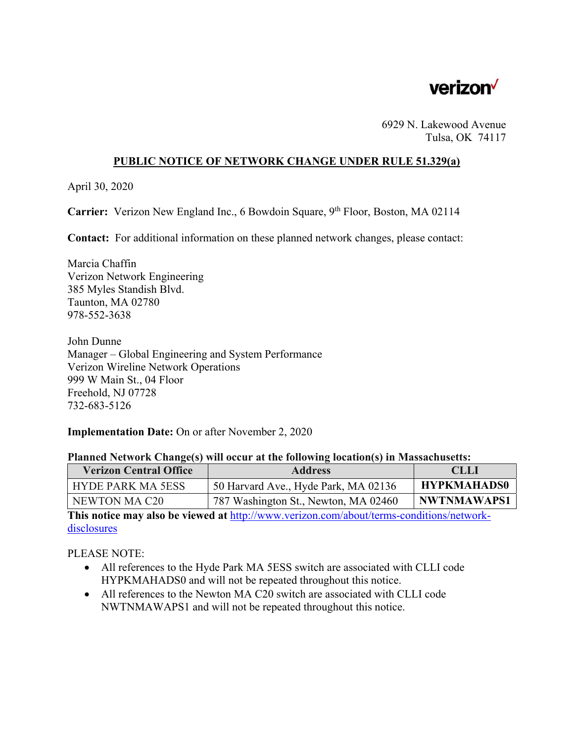verizon

6929 N. Lakewood Avenue
Tulsa, OK 74117

## PUBLIC NOTICE OF NETWORK CHANGE UNDER RULE 51.329(a)

April 30, 2020

**Carrier:** Verizon New England Inc., 6 Bowdoin Square, 9th Floor, Boston, MA 02114

**Contact:** For additional information on these planned network changes, please contact:

Marcia Chaffin
Verizon Network Engineering
385 Myles Standish Blvd.
Taunton, MA 02780
978-552-3638

John Dunne
Manager – Global Engineering and System Performance
Verizon Wireline Network Operations
999 W Main St., 04 Floor
Freehold, NJ 07728
732-683-5126

**Implementation Date:** On or after November 2, 2020

**Planned Network Change(s) will occur at the following location(s) in Massachusetts:**

| Verizon Central Office | Address | CLLI |
|---|---|---|
| HYDE PARK MA 5ESS | 50 Harvard Ave., Hyde Park, MA 02136 | **HYPKMAHADS0** |
| NEWTON MA C20 | 787 Washington St., Newton, MA 02460 | **NWTNMAWAPS1** |

**This notice may also be viewed at** [http://www.verizon.com/about/terms-conditions/network-disclosures](http://www.verizon.com/about/terms-conditions/network-disclosures)

PLEASE NOTE:

- All references to the Hyde Park MA 5ESS switch are associated with CLLI code HYPKMAHADS0 and will not be repeated throughout this notice.
- All references to the Newton MA C20 switch are associated with CLLI code NWTNMAWAPS1 and will not be repeated throughout this notice.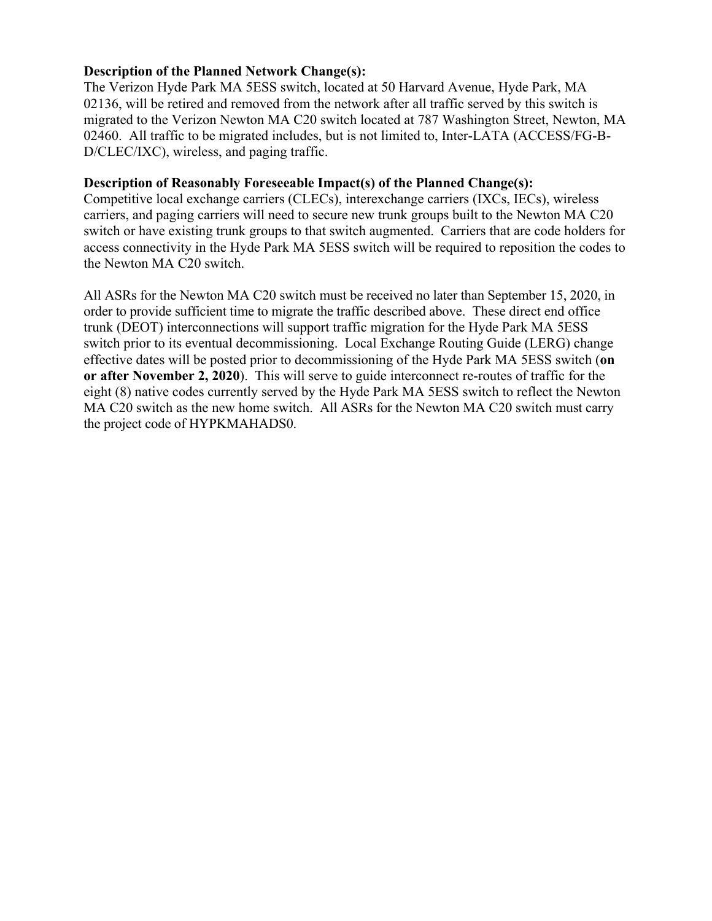**Description of the Planned Network Change(s):**
The Verizon Hyde Park MA 5ESS switch, located at 50 Harvard Avenue, Hyde Park, MA 02136, will be retired and removed from the network after all traffic served by this switch is migrated to the Verizon Newton MA C20 switch located at 787 Washington Street, Newton, MA 02460. All traffic to be migrated includes, but is not limited to, Inter-LATA (ACCESS/FG-B-D/CLEC/IXC), wireless, and paging traffic.

**Description of Reasonably Foreseeable Impact(s) of the Planned Change(s):**
Competitive local exchange carriers (CLECs), interexchange carriers (IXCs, IECs), wireless carriers, and paging carriers will need to secure new trunk groups built to the Newton MA C20 switch or have existing trunk groups to that switch augmented. Carriers that are code holders for access connectivity in the Hyde Park MA 5ESS switch will be required to reposition the codes to the Newton MA C20 switch.

All ASRs for the Newton MA C20 switch must be received no later than September 15, 2020, in order to provide sufficient time to migrate the traffic described above. These direct end office trunk (DEOT) interconnections will support traffic migration for the Hyde Park MA 5ESS switch prior to its eventual decommissioning. Local Exchange Routing Guide (LERG) change effective dates will be posted prior to decommissioning of the Hyde Park MA 5ESS switch (**on or after November 2, 2020**). This will serve to guide interconnect re-routes of traffic for the eight (8) native codes currently served by the Hyde Park MA 5ESS switch to reflect the Newton MA C20 switch as the new home switch. All ASRs for the Newton MA C20 switch must carry the project code of HYPKMAHADS0.